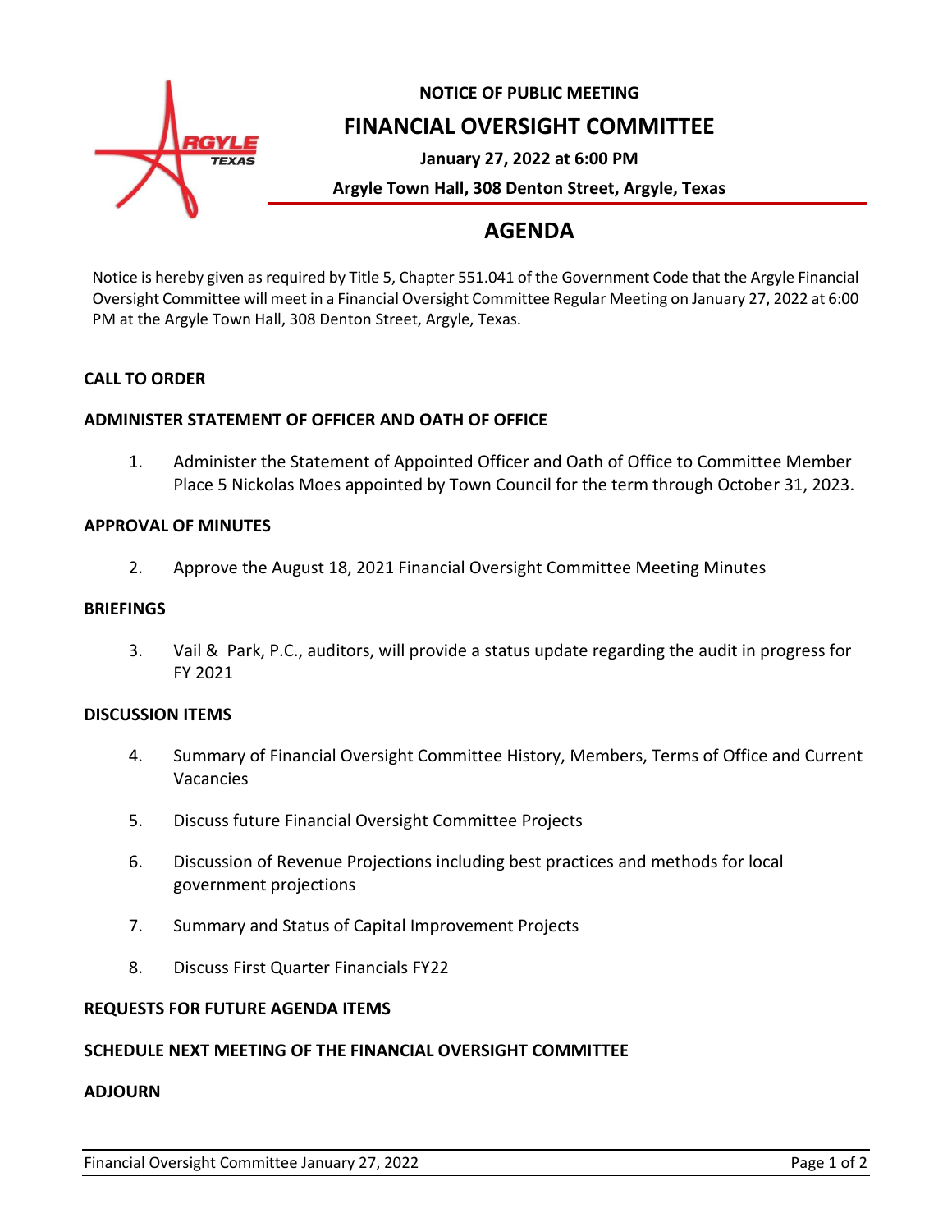**NOTICE OF PUBLIC MEETING**

# FINANCIAL OVERSIGHT COMMITTEE

**January 27, 2022 at 6:00 PM**

**Argyle Town Hall, 308 Denton Street, Argyle, Texas**

## AGENDA

Notice is hereby given as required by Title 5, Chapter 551.041 of the Government Code that the Argyle Financial Oversight Committee will meet in a Financial Oversight Committee Regular Meeting on January 27, 2022 at 6:00 PM at the Argyle Town Hall, 308 Denton Street, Argyle, Texas.

### CALL TO ORDER

### ADMINISTER STATEMENT OF OFFICER AND OATH OF OFFICE

1. Administer the Statement of Appointed Officer and Oath of Office to Committee Member Place 5 Nickolas Moes appointed by Town Council for the term through October 31, 2023.

### APPROVAL OF MINUTES

2. Approve the August 18, 2021 Financial Oversight Committee Meeting Minutes

### BRIEFINGS

3. Vail & Park, P.C., auditors, will provide a status update regarding the audit in progress for FY 2021

### DISCUSSION ITEMS

4. Summary of Financial Oversight Committee History, Members, Terms of Office and Current Vacancies
5. Discuss future Financial Oversight Committee Projects
6. Discussion of Revenue Projections including best practices and methods for local government projections
7. Summary and Status of Capital Improvement Projects
8. Discuss First Quarter Financials FY22

### REQUESTS FOR FUTURE AGENDA ITEMS

### SCHEDULE NEXT MEETING OF THE FINANCIAL OVERSIGHT COMMITTEE

### ADJOURN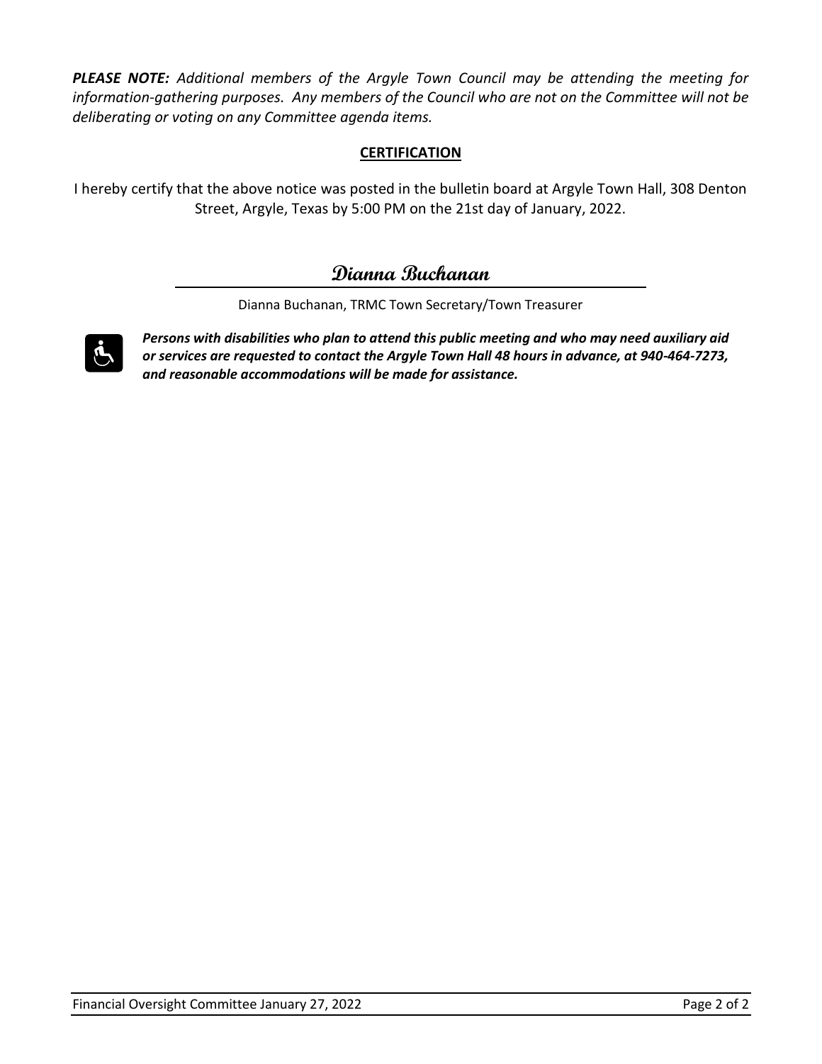***PLEASE NOTE:*** *Additional members of the Argyle Town Council may be attending the meeting for information-gathering purposes. Any members of the Council who are not on the Committee will not be deliberating or voting on any Committee agenda items.*

## CERTIFICATION

I hereby certify that the above notice was posted in the bulletin board at Argyle Town Hall, 308 Denton Street, Argyle, Texas by 5:00 PM on the 21st day of January, 2022.

Dianna Buchanan

Dianna Buchanan, TRMC Town Secretary/Town Treasurer

***Persons with disabilities who plan to attend this public meeting and who may need auxiliary aid or services are requested to contact the Argyle Town Hall 48 hours in advance, at 940-464-7273, and reasonable accommodations will be made for assistance.***